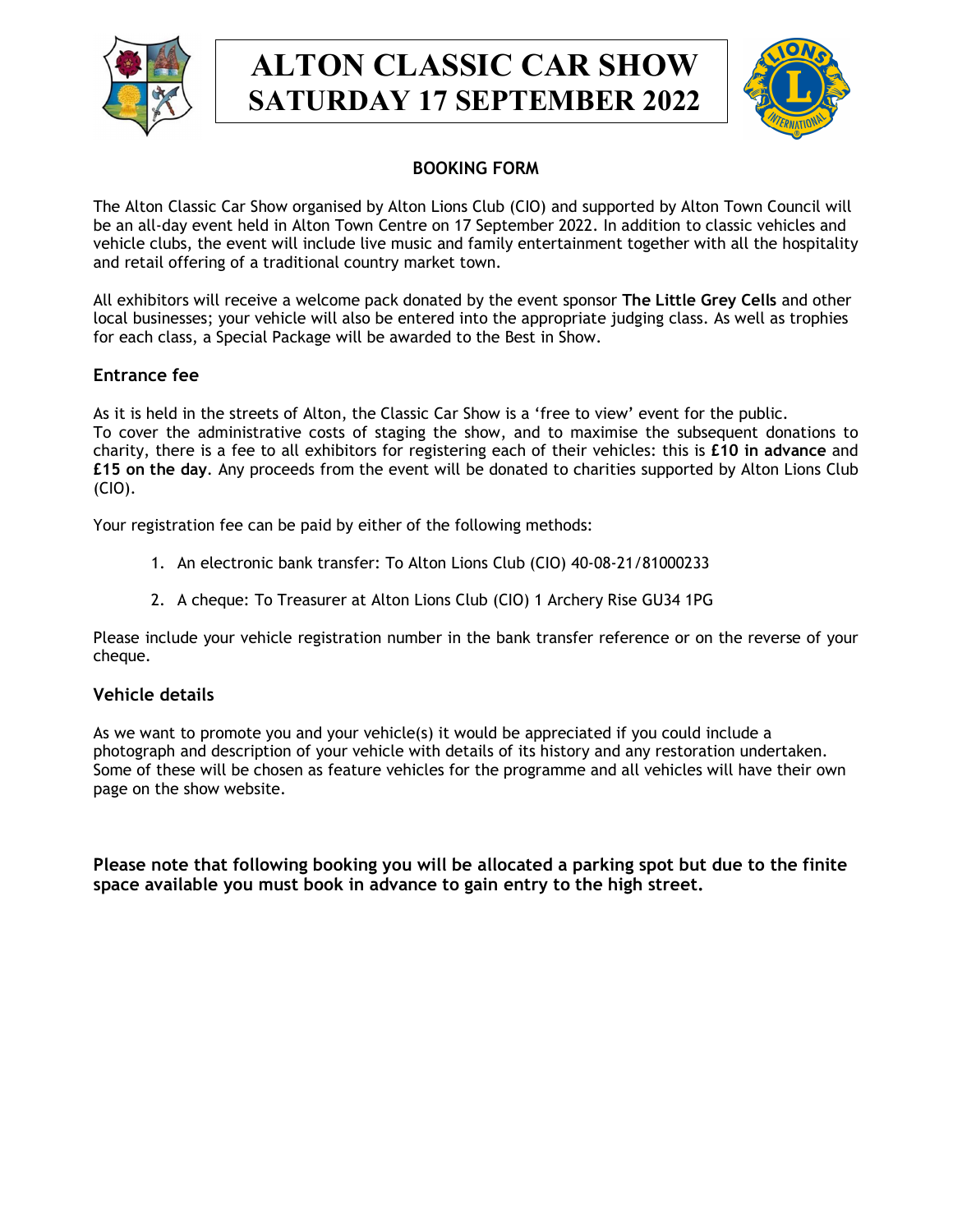# ALTON CLASSIC CAR SHOW
# SATURDAY 17 SEPTEMBER 2022

## BOOKING FORM

The Alton Classic Car Show organised by Alton Lions Club (CIO) and supported by Alton Town Council will be an all-day event held in Alton Town Centre on 17 September 2022. In addition to classic vehicles and vehicle clubs, the event will include live music and family entertainment together with all the hospitality and retail offering of a traditional country market town.

All exhibitors will receive a welcome pack donated by the event sponsor **The Little Grey Cells** and other local businesses; your vehicle will also be entered into the appropriate judging class. As well as trophies for each class, a Special Package will be awarded to the Best in Show.

### Entrance fee

As it is held in the streets of Alton, the Classic Car Show is a 'free to view' event for the public.
To cover the administrative costs of staging the show, and to maximise the subsequent donations to charity, there is a fee to all exhibitors for registering each of their vehicles: this is **£10 in advance** and **£15 on the day**. Any proceeds from the event will be donated to charities supported by Alton Lions Club (CIO).

Your registration fee can be paid by either of the following methods:

1. An electronic bank transfer: To Alton Lions Club (CIO) 40-08-21/81000233
2. A cheque: To Treasurer at Alton Lions Club (CIO) 1 Archery Rise GU34 1PG

Please include your vehicle registration number in the bank transfer reference or on the reverse of your cheque.

### Vehicle details

As we want to promote you and your vehicle(s) it would be appreciated if you could include a photograph and description of your vehicle with details of its history and any restoration undertaken. Some of these will be chosen as feature vehicles for the programme and all vehicles will have their own page on the show website.

**Please note that following booking you will be allocated a parking spot but due to the finite space available you must book in advance to gain entry to the high street.**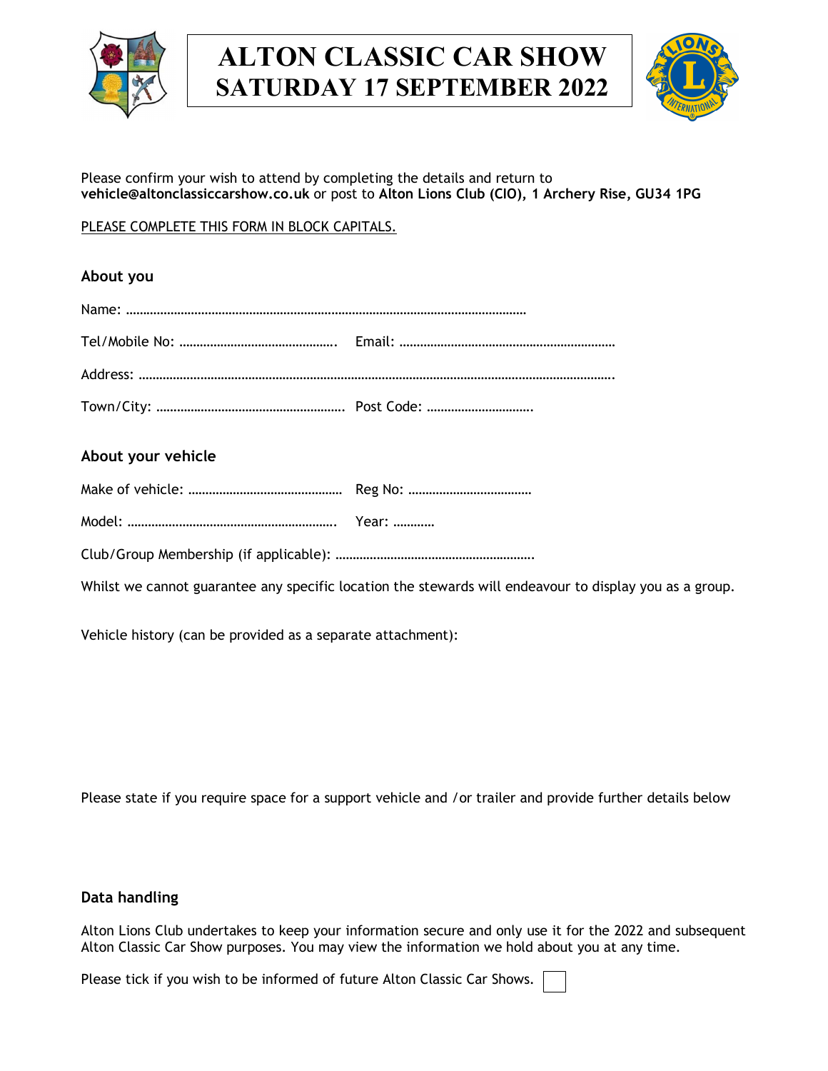# ALTON CLASSIC CAR SHOW
# SATURDAY 17 SEPTEMBER 2022

Please confirm your wish to attend by completing the details and return to **vehicle@altonclassiccarshow.co.uk** or post to **Alton Lions Club (CIO), 1 Archery Rise, GU34 1PG**

PLEASE COMPLETE THIS FORM IN BLOCK CAPITALS.

## About you

Name: ……………………………………………………………………………………………………

Tel/Mobile No: ………………………………………. Email: ………………………………………………………

Address: ……………………………………………………………………………………………………………………….

Town/City: ………………………………………………. Post Code: ………………………….

## About your vehicle

Make of vehicle: ……………………………………… Reg No: ………………………………

Model: ……………………………………………………. Year: …………

Club/Group Membership (if applicable): ………………………………………………….

Whilst we cannot guarantee any specific location the stewards will endeavour to display you as a group.

Vehicle history (can be provided as a separate attachment):

Please state if you require space for a support vehicle and /or trailer and provide further details below

## Data handling

Alton Lions Club undertakes to keep your information secure and only use it for the 2022 and subsequent Alton Classic Car Show purposes. You may view the information we hold about you at any time.

Please tick if you wish to be informed of future Alton Classic Car Shows. ☐